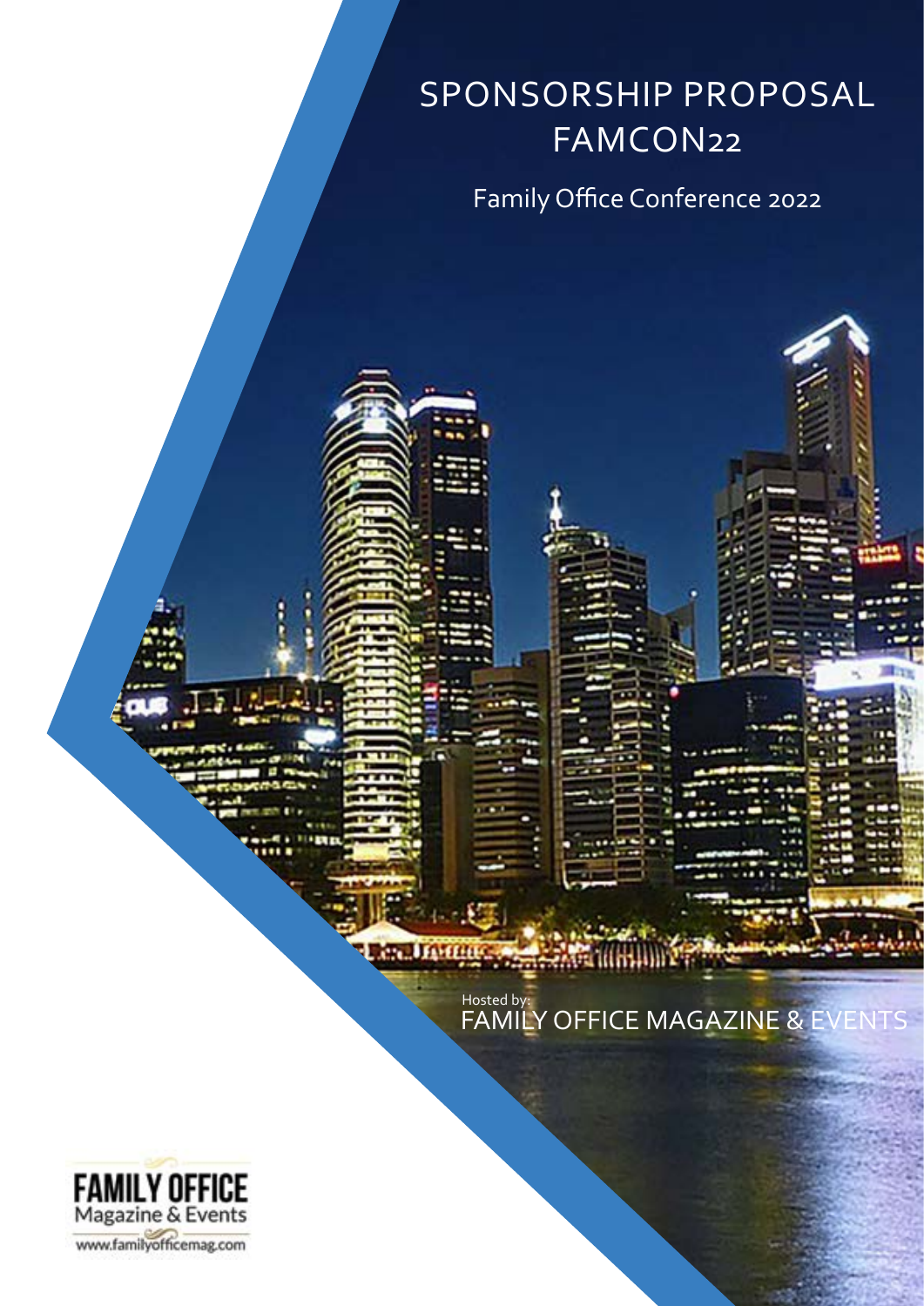# SPONSORSHIP PROPOSAL FAMCON22

## Family Office Conference 2022

Hosted by:
FAMILY OFFICE MAGAZINE & EVENTS

FAMILY OFFICE
Magazine & Events
www.familyofficemag.com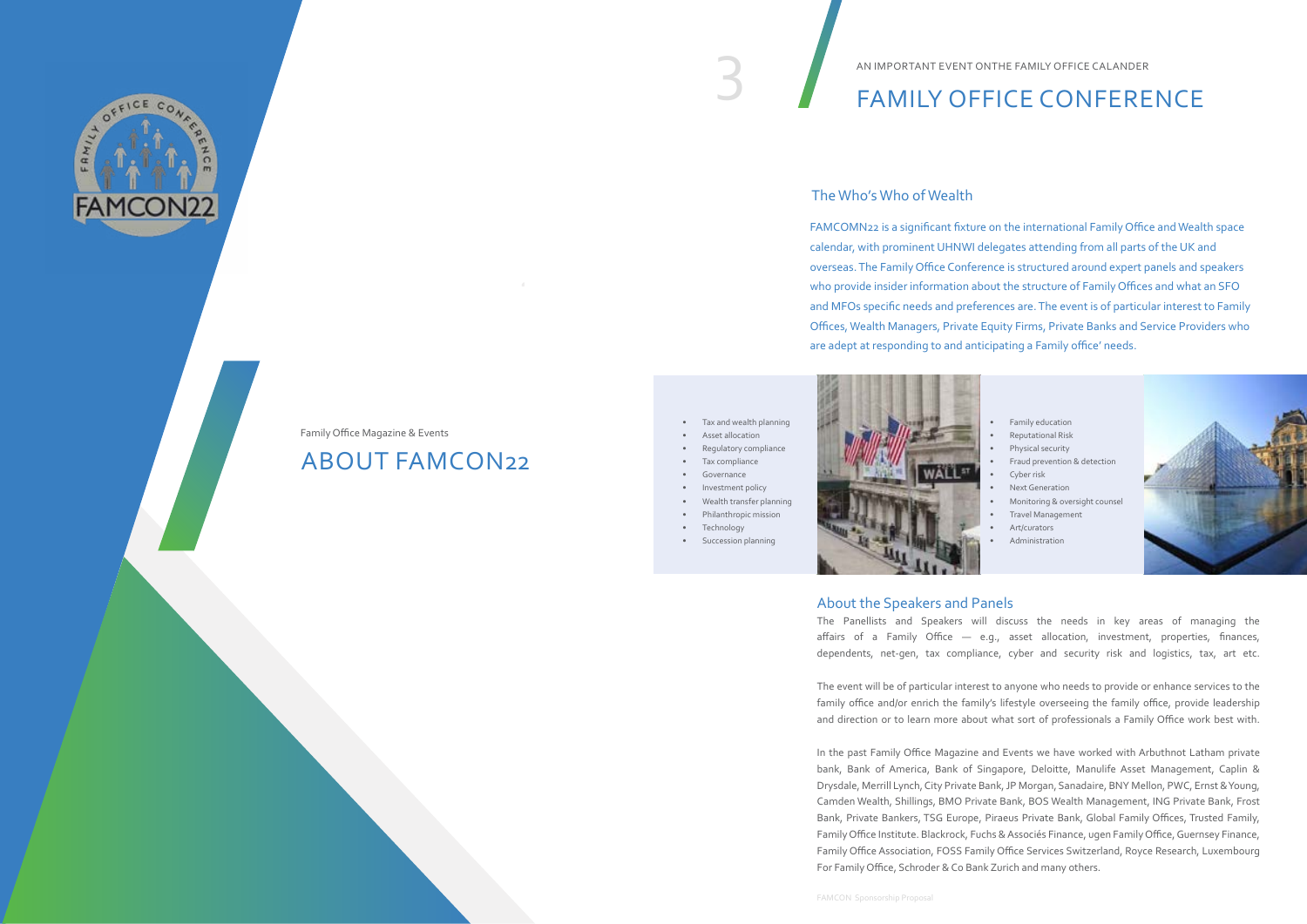Family Office Magazine & Events

# ABOUT FAMCON22

AN IMPORTANT EVENT ONTHE FAMILY OFFICE CALANDER

# FAMILY OFFICE CONFERENCE

## The Who's Who of Wealth

FAMCOMN22 is a significant fixture on the international Family Office and Wealth space calendar, with prominent UHNWI delegates attending from all parts of the UK and overseas. The Family Office Conference is structured around expert panels and speakers who provide insider information about the structure of Family Offices and what an SFO and MFOs specific needs and preferences are. The event is of particular interest to Family Offices, Wealth Managers, Private Equity Firms, Private Banks and Service Providers who are adept at responding to and anticipating a Family office' needs.

- Tax and wealth planning
- Asset allocation
- Regulatory compliance
- Tax compliance
- Governance
- Investment policy
- Wealth transfer planning
- Philanthropic mission
- Technology
- Succession planning

- Family education
- Reputational Risk
- Physical security
- Fraud prevention & detection
- Cyber risk
- Next Generation
- Monitoring & oversight counsel
- Travel Management
- Art/curators
- Administration

## About the Speakers and Panels

The Panellists and Speakers will discuss the needs in key areas of managing the affairs of a Family Office — e.g., asset allocation, investment, properties, finances, dependents, net-gen, tax compliance, cyber and security risk and logistics, tax, art etc.

The event will be of particular interest to anyone who needs to provide or enhance services to the family office and/or enrich the family's lifestyle overseeing the family office, provide leadership and direction or to learn more about what sort of professionals a Family Office work best with.

In the past Family Office Magazine and Events we have worked with Arbuthnot Latham private bank, Bank of America, Bank of Singapore, Deloitte, Manulife Asset Management, Caplin & Drysdale, Merrill Lynch, City Private Bank, JP Morgan, Sanadaire, BNY Mellon, PWC, Ernst & Young, Camden Wealth, Shillings, BMO Private Bank, BOS Wealth Management, ING Private Bank, Frost Bank, Private Bankers, TSG Europe, Piraeus Private Bank, Global Family Offices, Trusted Family, Family Office Institute. Blackrock, Fuchs & Associés Finance, ugen Family Office, Guernsey Finance, Family Office Association, FOSS Family Office Services Switzerland, Royce Research, Luxembourg For Family Office, Schroder & Co Bank Zurich and many others.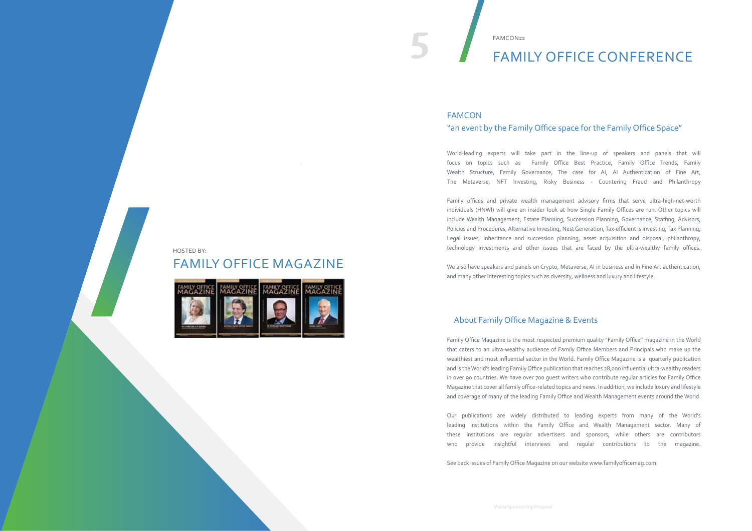FAMCON22

# FAMILY OFFICE CONFERENCE

HOSTED BY:

## FAMILY OFFICE MAGAZINE

## FAMCON

### "an event by the Family Office space for the Family Office Space"

World-leading experts will take part in the line-up of speakers and panels that will focus on topics such as Family Office Best Practice, Family Office Trends, Family Wealth Structure, Family Governance, The case for AI, AI Authentication of Fine Art, The Metaverse, NFT Investing, Risky Business - Countering Fraud and Philanthropy

Family offices and private wealth management advisory firms that serve ultra-high-net-worth individuals (HNWI) will give an insider look at how Single Family Offices are run. Other topics will include Wealth Management, Estate Planning, Succession Planning, Governance, Staffing, Advisors, Policies and Procedures, Alternative Investing, Nest Generation, Tax-efficient is investing, Tax Planning, Legal issues, Inheritance and succession planning, asset acquisition and disposal, philanthropy, technology investments and other issues that are faced by the ultra-wealthy family offices.

We also have speakers and panels on Crypto, Metaverse, AI in business and in Fine Art authentication, and many other interesting topics such as diversity, wellness and luxury and lifestyle.

### About Family Office Magazine & Events

Family Office Magazine is the most respected premium quality "Family Office" magazine in the World that caters to an ultra-wealthy audience of Family Office Members and Principals who make up the wealthiest and most influential sector in the World. Family Office Magazine is a quarterly publication and is the World's leading Family Office publication that reaches 28,000 influential ultra-wealthy readers in over 90 countries. We have over 700 guest writers who contribute regular articles for Family Office Magazine that cover all family office-related topics and news. In addition, we include luxury and lifestyle and coverage of many of the leading Family Office and Wealth Management events around the World.

Our publications are widely distributed to leading experts from many of the World's leading institutions within the Family Office and Wealth Management sector. Many of these institutions are regular advertisers and sponsors, while others are contributors who provide insightful interviews and regular contributions to the magazine.

See back issues of Family Office Magazine on our website www.familyofficemag.com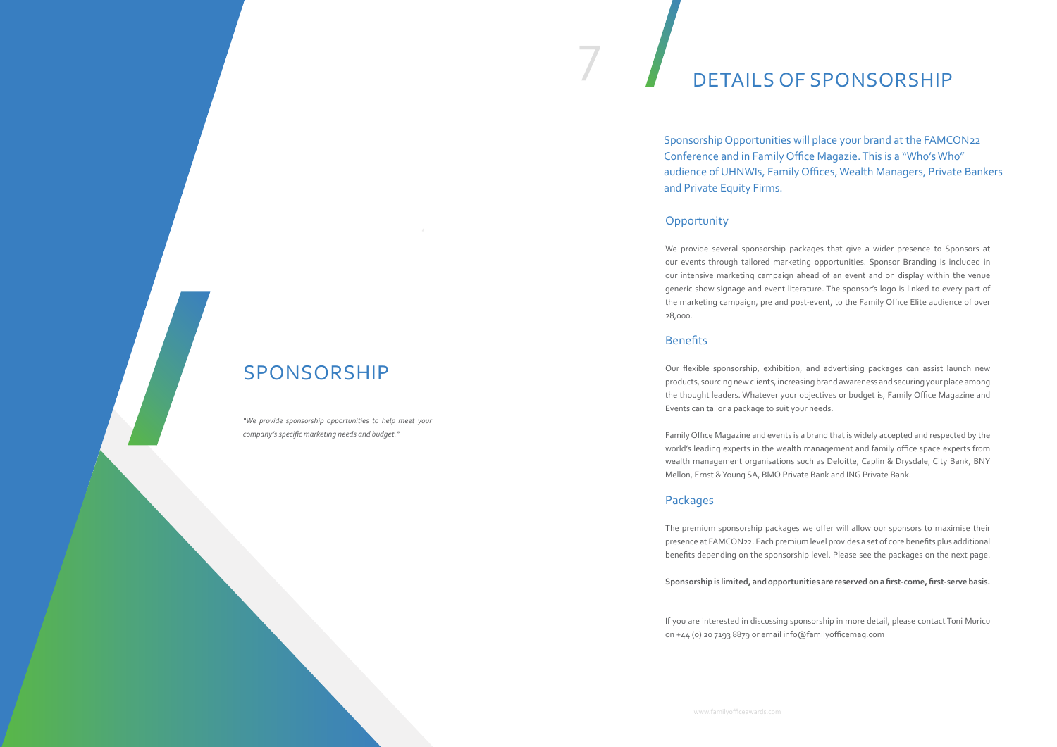# SPONSORSHIP

*"We provide sponsorship opportunities to help meet your company's specific marketing needs and budget."*

# DETAILS OF SPONSORSHIP

Sponsorship Opportunities will place your brand at the FAMCON22 Conference and in Family Office Magazie. This is a "Who's Who" audience of UHNWIs, Family Offices, Wealth Managers, Private Bankers and Private Equity Firms.

## Opportunity

We provide several sponsorship packages that give a wider presence to Sponsors at our events through tailored marketing opportunities. Sponsor Branding is included in our intensive marketing campaign ahead of an event and on display within the venue generic show signage and event literature. The sponsor's logo is linked to every part of the marketing campaign, pre and post-event, to the Family Office Elite audience of over 28,000.

## Benefits

Our flexible sponsorship, exhibition, and advertising packages can assist launch new products, sourcing new clients, increasing brand awareness and securing your place among the thought leaders. Whatever your objectives or budget is, Family Office Magazine and Events can tailor a package to suit your needs.

Family Office Magazine and events is a brand that is widely accepted and respected by the world's leading experts in the wealth management and family office space experts from wealth management organisations such as Deloitte, Caplin & Drysdale, City Bank, BNY Mellon, Ernst & Young SA, BMO Private Bank and ING Private Bank.

## Packages

The premium sponsorship packages we offer will allow our sponsors to maximise their presence at FAMCON22. Each premium level provides a set of core benefits plus additional benefits depending on the sponsorship level. Please see the packages on the next page.

**Sponsorship is limited, and opportunities are reserved on a first-come, first-serve basis.**

If you are interested in discussing sponsorship in more detail, please contact Toni Muricu on +44 (0) 20 7193 8879 or email info@familyofficemag.com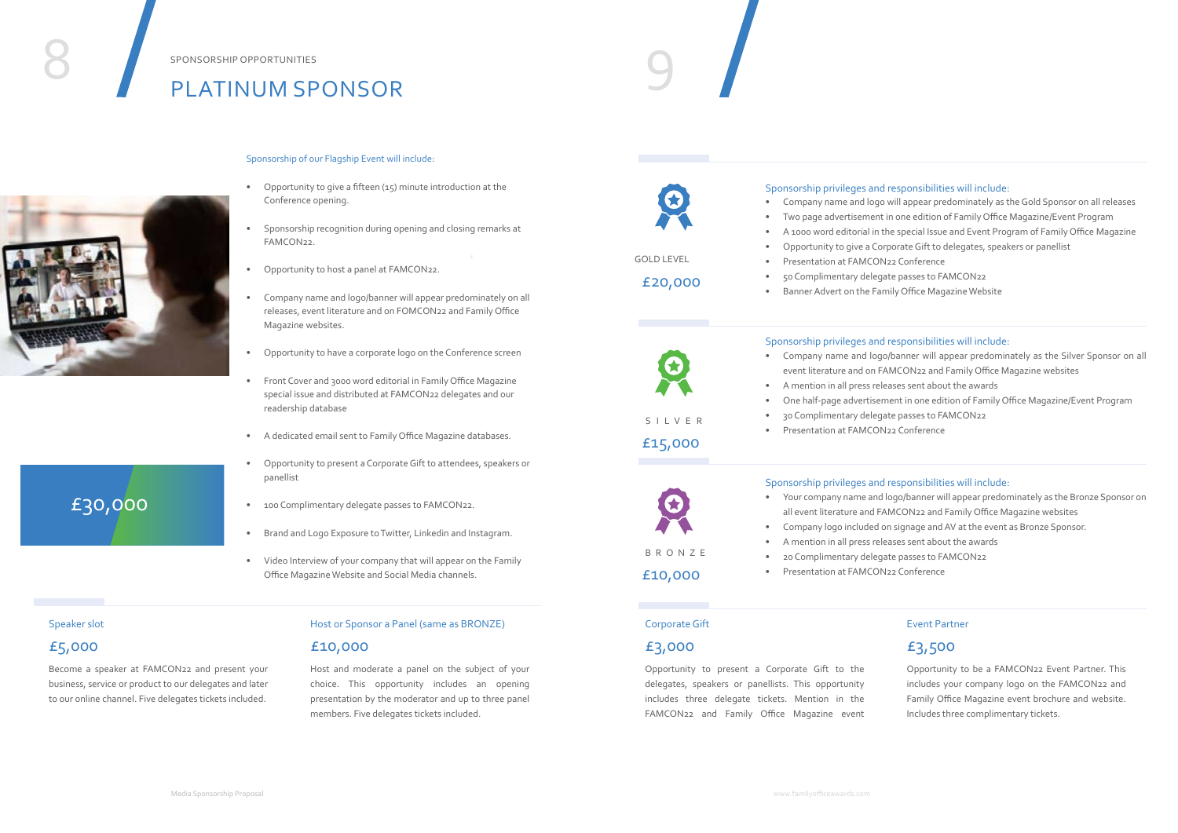SPONSORSHIP OPPORTUNITIES

# PLATINUM SPONSOR

Sponsorship of our Flagship Event will include:

- Opportunity to give a fifteen (15) minute introduction at the Conference opening.
- Sponsorship recognition during opening and closing remarks at FAMCON22.
- Opportunity to host a panel at FAMCON22.
- Company name and logo/banner will appear predominately on all releases, event literature and on FOMCON22 and Family Office Magazine websites.
- Opportunity to have a corporate logo on the Conference screen
- Front Cover and 3000 word editorial in Family Office Magazine special issue and distributed at FAMCON22 delegates and our readership database
- A dedicated email sent to Family Office Magazine databases.
- Opportunity to present a Corporate Gift to attendees, speakers or panellist
- 100 Complimentary delegate passes to FAMCON22.
- Brand and Logo Exposure to Twitter, Linkedin and Instagram.
- Video Interview of your company that will appear on the Family Office Magazine Website and Social Media channels.

£30,000

### Speaker slot

## £5,000

Become a speaker at FAMCON22 and present your business, service or product to our delegates and later to our online channel. Five delegates tickets included.

### Host or Sponsor a Panel (same as BRONZE)

## £10,000

Host and moderate a panel on the subject of your choice. This opportunity includes an opening presentation by the moderator and up to three panel members. Five delegates tickets included.

### GOLD LEVEL

## £20,000

Sponsorship privileges and responsibilities will include:

- Company name and logo will appear predominately as the Gold Sponsor on all releases
- Two page advertisement in one edition of Family Office Magazine/Event Program
- A 1000 word editorial in the special Issue and Event Program of Family Office Magazine
- Opportunity to give a Corporate Gift to delegates, speakers or panellist
- Presentation at FAMCON22 Conference
- 50 Complimentary delegate passes to FAMCON22
- Banner Advert on the Family Office Magazine Website

### SILVER

## £15,000

Sponsorship privileges and responsibilities will include:

- Company name and logo/banner will appear predominately as the Silver Sponsor on all event literature and on FAMCON22 and Family Office Magazine websites
- A mention in all press releases sent about the awards
- One half-page advertisement in one edition of Family Office Magazine/Event Program
- 30 Complimentary delegate passes to FAMCON22
- Presentation at FAMCON22 Conference

### BRONZE

## £10,000

Sponsorship privileges and responsibilities will include:

- Your company name and logo/banner will appear predominately as the Bronze Sponsor on all event literature and FAMCON22 and Family Office Magazine websites
- Company logo included on signage and AV at the event as Bronze Sponsor.
- A mention in all press releases sent about the awards
- 20 Complimentary delegate passes to FAMCON22
- Presentation at FAMCON22 Conference

### Corporate Gift

## £3,000

Opportunity to present a Corporate Gift to the delegates, speakers or panellists. This opportunity includes three delegate tickets. Mention in the FAMCON22 and Family Office Magazine event

### Event Partner

## £3,500

Opportunity to be a FAMCON22 Event Partner. This includes your company logo on the FAMCON22 and Family Office Magazine event brochure and website. Includes three complimentary tickets.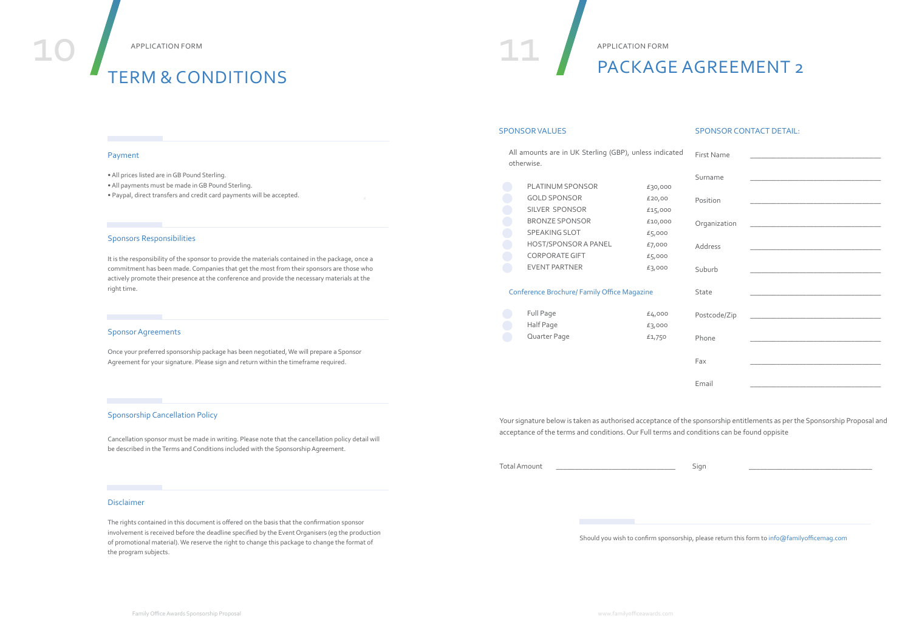APPLICATION FORM

# TERM & CONDITIONS

### Payment

- All prices listed are in GB Pound Sterling.
- All payments must be made in GB Pound Sterling.
- Paypal, direct transfers and credit card payments will be accepted.

### Sponsors Responsibilities

It is the responsibility of the sponsor to provide the materials contained in the package, once a commitment has been made. Companies that get the most from their sponsors are those who actively promote their presence at the conference and provide the necessary materials at the right time.

### Sponsor Agreements

Once your preferred sponsorship package has been negotiated, We will prepare a Sponsor Agreement for your signature. Please sign and return within the timeframe required.

### Sponsorship Cancellation Policy

Cancellation sponsor must be made in writing. Please note that the cancellation policy detail will be described in the Terms and Conditions included with the Sponsorship Agreement.

### Disclaimer

The rights contained in this document is offered on the basis that the confirmation sponsor involvement is received before the deadline specified by the Event Organisers (eg the production of promotional material). We reserve the right to change this package to change the format of the program subjects.

APPLICATION FORM

# PACKAGE AGREEMENT 2

## SPONSOR VALUES

All amounts are in UK Sterling (GBP), unless indicated otherwise.

| Package | Price |
|---|---|
| PLATINUM SPONSOR | £30,000 |
| GOLD SPONSOR | £20,00 |
| SILVER SPONSOR | £15,000 |
| BRONZE SPONSOR | £10,000 |
| SPEAKING SLOT | £5,000 |
| HOST/SPONSOR A PANEL | £7,000 |
| CORPORATE GIFT | £5,000 |
| EVENT PARTNER | £3,000 |

### Conference Brochure/ Family Office Magazine

| Size | Price |
|---|---|
| Full Page | £4,000 |
| Half Page | £3,000 |
| Quarter Page | £1,750 |

## SPONSOR CONTACT DETAIL:

First Name ______________________

Surname ______________________

Position ______________________

Organization ______________________

Address ______________________

Suburb ______________________

State ______________________

Postcode/Zip ______________________

Phone ______________________

Fax ______________________

Email ______________________

Your signature below is taken as authorised acceptance of the sponsorship entitlements as per the Sponsorship Proposal and acceptance of the terms and conditions. Our Full terms and conditions can be found oppisite

Total Amount ______________________ Sign ______________________

Should you wish to confirm sponsorship, please return this form to info@familyofficemag.com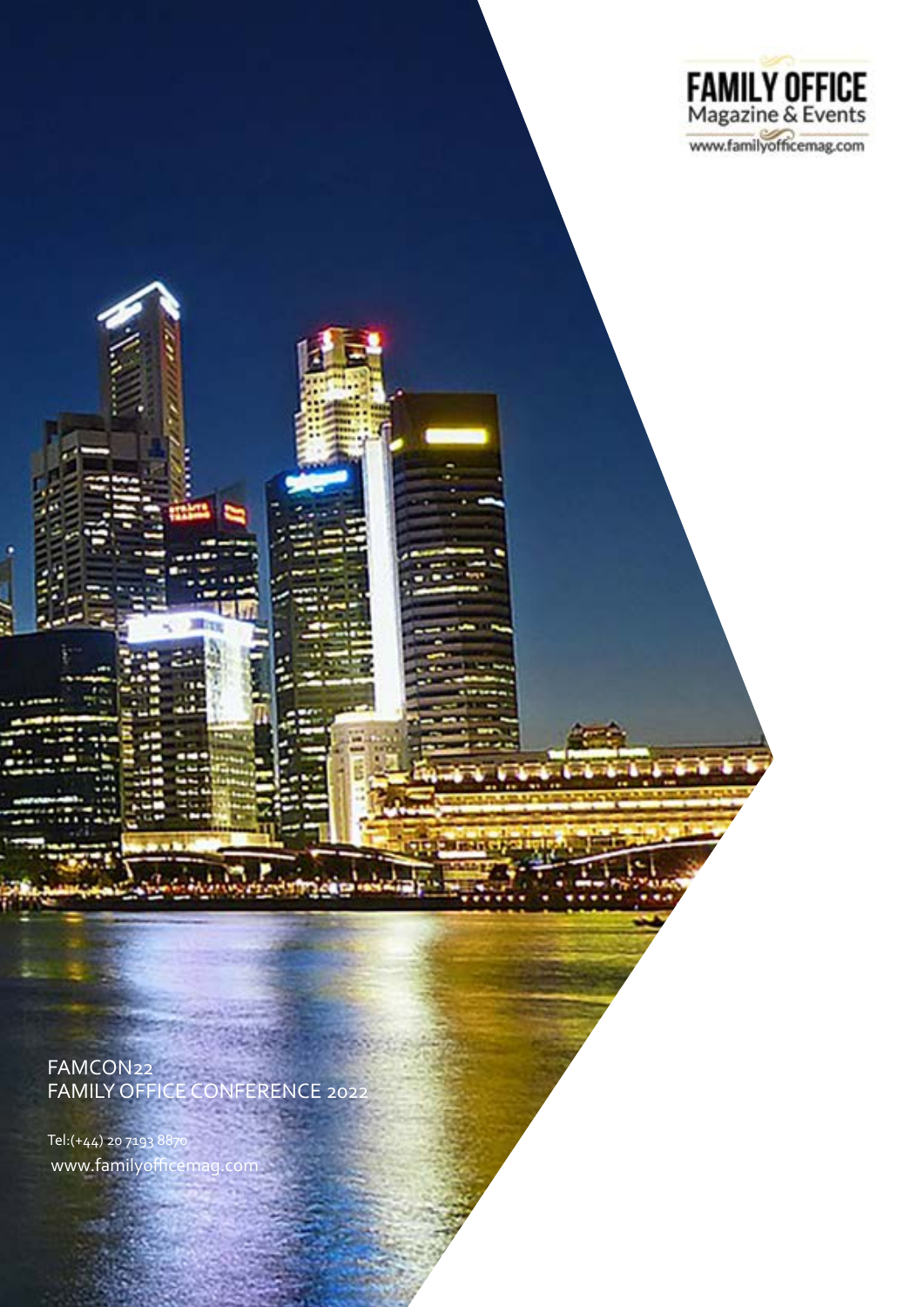FAMILY OFFICE
Magazine & Events
www.familyofficemag.com

FAMCON22
FAMILY OFFICE CONFERENCE 2022

Tel:(+44) 20 7193 8870
www.familyofficemag.com